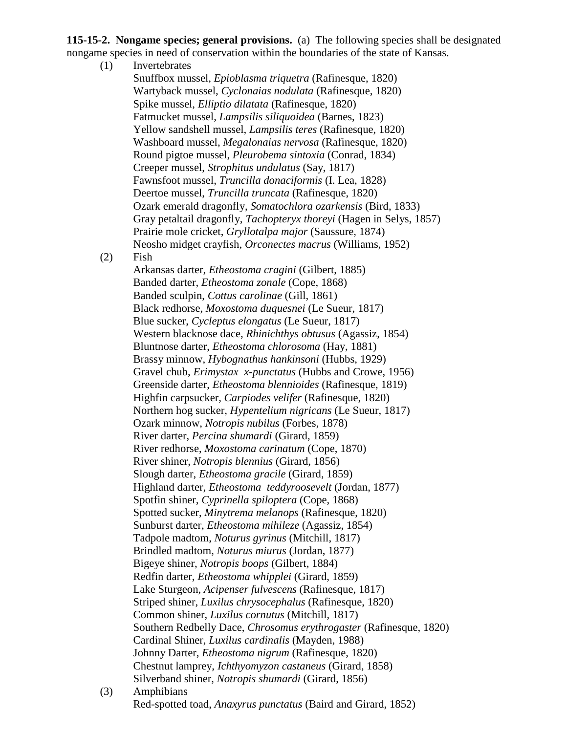**115-15-2. Nongame species; general provisions.** (a) The following species shall be designated nongame species in need of conservation within the boundaries of the state of Kansas.

(1) Invertebrates

Snuffbox mussel, *Epioblasma triquetra* (Rafinesque, 1820)
Wartyback mussel, *Cyclonaias nodulata* (Rafinesque, 1820)
Spike mussel, *Elliptio dilatata* (Rafinesque, 1820)
Fatmucket mussel, *Lampsilis siliquoidea* (Barnes, 1823)
Yellow sandshell mussel, *Lampsilis teres* (Rafinesque, 1820)
Washboard mussel, *Megalonaias nervosa* (Rafinesque, 1820)
Round pigtoe mussel, *Pleurobema sintoxia* (Conrad, 1834)
Creeper mussel, *Strophitus undulatus* (Say, 1817)
Fawnsfoot mussel, *Truncilla donaciformis* (I. Lea, 1828)
Deertoe mussel, *Truncilla truncata* (Rafinesque, 1820)
Ozark emerald dragonfly, *Somatochlora ozarkensis* (Bird, 1833)
Gray petaltail dragonfly, *Tachopteryx thoreyi* (Hagen in Selys, 1857)
Prairie mole cricket, *Gryllotalpa major* (Saussure, 1874)
Neosho midget crayfish, *Orconectes macrus* (Williams, 1952)

(2) Fish

Arkansas darter, *Etheostoma cragini* (Gilbert, 1885)
Banded darter, *Etheostoma zonale* (Cope, 1868)
Banded sculpin, *Cottus carolinae* (Gill, 1861)
Black redhorse, *Moxostoma duquesnei* (Le Sueur, 1817)
Blue sucker, *Cycleptus elongatus* (Le Sueur, 1817)
Western blacknose dace, *Rhinichthys obtusus* (Agassiz, 1854)
Bluntnose darter, *Etheostoma chlorosoma* (Hay, 1881)
Brassy minnow, *Hybognathus hankinsoni* (Hubbs, 1929)
Gravel chub, *Erimystax x-punctatus* (Hubbs and Crowe, 1956)
Greenside darter, *Etheostoma blennioides* (Rafinesque, 1819)
Highfin carpsucker, *Carpiodes velifer* (Rafinesque, 1820)
Northern hog sucker, *Hypentelium nigricans* (Le Sueur, 1817)
Ozark minnow, *Notropis nubilus* (Forbes, 1878)
River darter, *Percina shumardi* (Girard, 1859)
River redhorse, *Moxostoma carinatum* (Cope, 1870)
River shiner, *Notropis blennius* (Girard, 1856)
Slough darter, *Etheostoma gracile* (Girard, 1859)
Highland darter, *Etheostoma teddyroosevelt* (Jordan, 1877)
Spotfin shiner, *Cyprinella spiloptera* (Cope, 1868)
Spotted sucker, *Minytrema melanops* (Rafinesque, 1820)
Sunburst darter, *Etheostoma mihileze* (Agassiz, 1854)
Tadpole madtom, *Noturus gyrinus* (Mitchill, 1817)
Brindled madtom, *Noturus miurus* (Jordan, 1877)
Bigeye shiner, *Notropis boops* (Gilbert, 1884)
Redfin darter, *Etheostoma whipplei* (Girard, 1859)
Lake Sturgeon, *Acipenser fulvescens* (Rafinesque, 1817)
Striped shiner, *Luxilus chrysocephalus* (Rafinesque, 1820)
Common shiner, *Luxilus cornutus* (Mitchill, 1817)
Southern Redbelly Dace, *Chrosomus erythrogaster* (Rafinesque, 1820)
Cardinal Shiner, *Luxilus cardinalis* (Mayden, 1988)
Johnny Darter, *Etheostoma nigrum* (Rafinesque, 1820)
Chestnut lamprey, *Ichthyomyzon castaneus* (Girard, 1858)
Silverband shiner, *Notropis shumardi* (Girard, 1856)

(3) Amphibians

Red-spotted toad, *Anaxyrus punctatus* (Baird and Girard, 1852)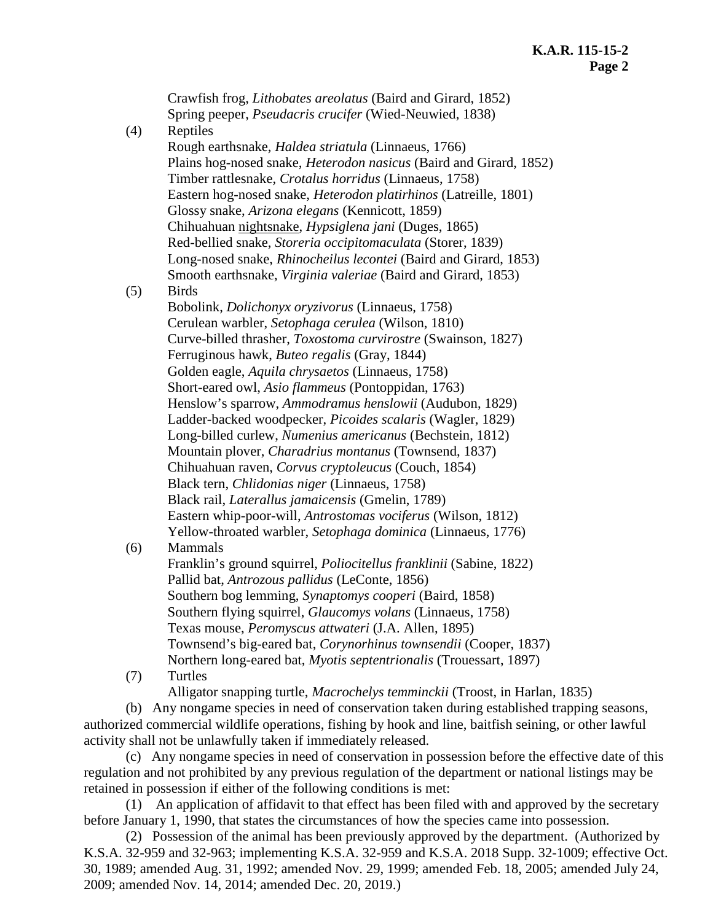Crawfish frog, *Lithobates areolatus* (Baird and Girard, 1852)
Spring peeper, *Pseudacris crucifer* (Wied-Neuwied, 1838)

(4) Reptiles
Rough earthsnake, *Haldea striatula* (Linnaeus, 1766)
Plains hog-nosed snake, *Heterodon nasicus* (Baird and Girard, 1852)
Timber rattlesnake, *Crotalus horridus* (Linnaeus, 1758)
Eastern hog-nosed snake, *Heterodon platirhinos* (Latreille, 1801)
Glossy snake, *Arizona elegans* (Kennicott, 1859)
Chihuahuan <u>nightsnake</u>, *Hypsiglena jani* (Duges, 1865)
Red-bellied snake, *Storeria occipitomaculata* (Storer, 1839)
Long-nosed snake, *Rhinocheilus lecontei* (Baird and Girard, 1853)
Smooth earthsnake, *Virginia valeriae* (Baird and Girard, 1853)

(5) Birds
Bobolink, *Dolichonyx oryzivorus* (Linnaeus, 1758)
Cerulean warbler, *Setophaga cerulea* (Wilson, 1810)
Curve-billed thrasher, *Toxostoma curvirostre* (Swainson, 1827)
Ferruginous hawk, *Buteo regalis* (Gray, 1844)
Golden eagle, *Aquila chrysaetos* (Linnaeus, 1758)
Short-eared owl, *Asio flammeus* (Pontoppidan, 1763)
Henslow's sparrow, *Ammodramus henslowii* (Audubon, 1829)
Ladder-backed woodpecker, *Picoides scalaris* (Wagler, 1829)
Long-billed curlew, *Numenius americanus* (Bechstein, 1812)
Mountain plover, *Charadrius montanus* (Townsend, 1837)
Chihuahuan raven, *Corvus cryptoleucus* (Couch, 1854)
Black tern, *Chlidonias niger* (Linnaeus, 1758)
Black rail, *Laterallus jamaicensis* (Gmelin, 1789)
Eastern whip-poor-will, *Antrostomas vociferus* (Wilson, 1812)
Yellow-throated warbler, *Setophaga dominica* (Linnaeus, 1776)

(6) Mammals
Franklin's ground squirrel, *Poliocitellus franklinii* (Sabine, 1822)
Pallid bat, *Antrozous pallidus* (LeConte, 1856)
Southern bog lemming, *Synaptomys cooperi* (Baird, 1858)
Southern flying squirrel, *Glaucomys volans* (Linnaeus, 1758)
Texas mouse, *Peromyscus attwateri* (J.A. Allen, 1895)
Townsend's big-eared bat, *Corynorhinus townsendii* (Cooper, 1837)
Northern long-eared bat, *Myotis septentrionalis* (Trouessart, 1897)

(7) Turtles
Alligator snapping turtle, *Macrochelys temminckii* (Troost, in Harlan, 1835)

(b) Any nongame species in need of conservation taken during established trapping seasons, authorized commercial wildlife operations, fishing by hook and line, baitfish seining, or other lawful activity shall not be unlawfully taken if immediately released.

(c) Any nongame species in need of conservation in possession before the effective date of this regulation and not prohibited by any previous regulation of the department or national listings may be retained in possession if either of the following conditions is met:

(1) An application of affidavit to that effect has been filed with and approved by the secretary before January 1, 1990, that states the circumstances of how the species came into possession.

(2) Possession of the animal has been previously approved by the department. (Authorized by K.S.A. 32-959 and 32-963; implementing K.S.A. 32-959 and K.S.A. 2018 Supp. 32-1009; effective Oct. 30, 1989; amended Aug. 31, 1992; amended Nov. 29, 1999; amended Feb. 18, 2005; amended July 24, 2009; amended Nov. 14, 2014; amended Dec. 20, 2019.)